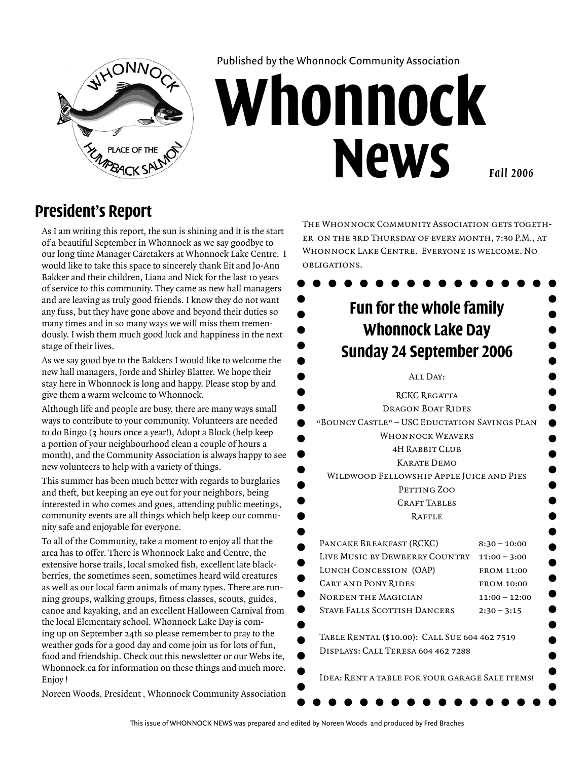Published by the Whonnock Community Association

# Whonnock News

*Fall 2006*

## President's Report

As I am writing this report, the sun is shining and it is the start of a beautiful September in Whonnock as we say goodbye to our long time Manager Caretakers at Whonnock Lake Centre. I would like to take this space to sincerely thank Eit and Jo-Ann Bakker and their children, Liana and Nick for the last 10 years of service to this community. They came as new hall managers and are leaving as truly good friends. I know they do not want any fuss, but they have gone above and beyond their duties so many times and in so many ways we will miss them tremendously. I wish them much good luck and happiness in the next stage of their lives.

As we say good bye to the Bakkers I would like to welcome the new hall managers, Jorde and Shirley Blatter. We hope their stay here in Whonnock is long and happy. Please stop by and give them a warm welcome to Whonnock.

Although life and people are busy, there are many ways small ways to contribute to your community. Volunteers are needed to do Bingo (3 hours once a year!), Adopt a Block (help keep a portion of your neighbourhood clean a couple of hours a month), and the Community Association is always happy to see new volunteers to help with a variety of things.

This summer has been much better with regards to burglaries and theft, but keeping an eye out for your neighbors, being interested in who comes and goes, attending public meetings, community events are all things which help keep our community safe and enjoyable for everyone.

To all of the Community, take a moment to enjoy all that the area has to offer. There is Whonnock Lake and Centre, the extensive horse trails, local smoked fish, excellent late blackberries, the sometimes seen, sometimes heard wild creatures as well as our local farm animals of many types. There are running groups, walking groups, fitness classes, scouts, guides, canoe and kayaking, and an excellent Halloween Carnival from the local Elementary school. Whonnock Lake Day is coming up on September 24th so please remember to pray to the weather gods for a good day and come join us for lots of fun, food and friendship. Check out this newsletter or our Webs ite, Whonnock.ca for information on these things and much more. Enjoy !

Noreen Woods, President , Whonnock Community Association

The Whonnock Community Association gets together on the 3rd Thursday of every month, 7:30 P.M., at Whonnock Lake Centre. Everyone is welcome. No obligations.

## Fun for the whole family
## Whonnock Lake Day
## Sunday 24 September 2006

All Day:

RCKC Regatta
Dragon Boat Rides
"Bouncy Castle" – USC Eductation Savings Plan
Whonnock Weavers
4H Rabbit Club
Karate Demo
Wildwood Fellowship Apple Juice and Pies
Petting Zoo
Craft Tables
Raffle

| | |
|---|---|
| Pancake Breakfast (RCKC) | 8:30 – 10:00 |
| Live Music by Dewberry Country | 11:00 – 3:00 |
| Lunch Concession (OAP) | from 11:00 |
| Cart and Pony Rides | from 10:00 |
| Norden the Magician | 11:00 – 12:00 |
| Stave Falls Scottish Dancers | 2:30 – 3:15 |

Table Rental ($10.00): Call Sue 604 462 7519
Displays: Call Teresa 604 462 7288

Idea: Rent a table for your garage Sale items!

This issue of WHONNOCK NEWS was prepared and edited by Noreen Woods and produced by Fred Braches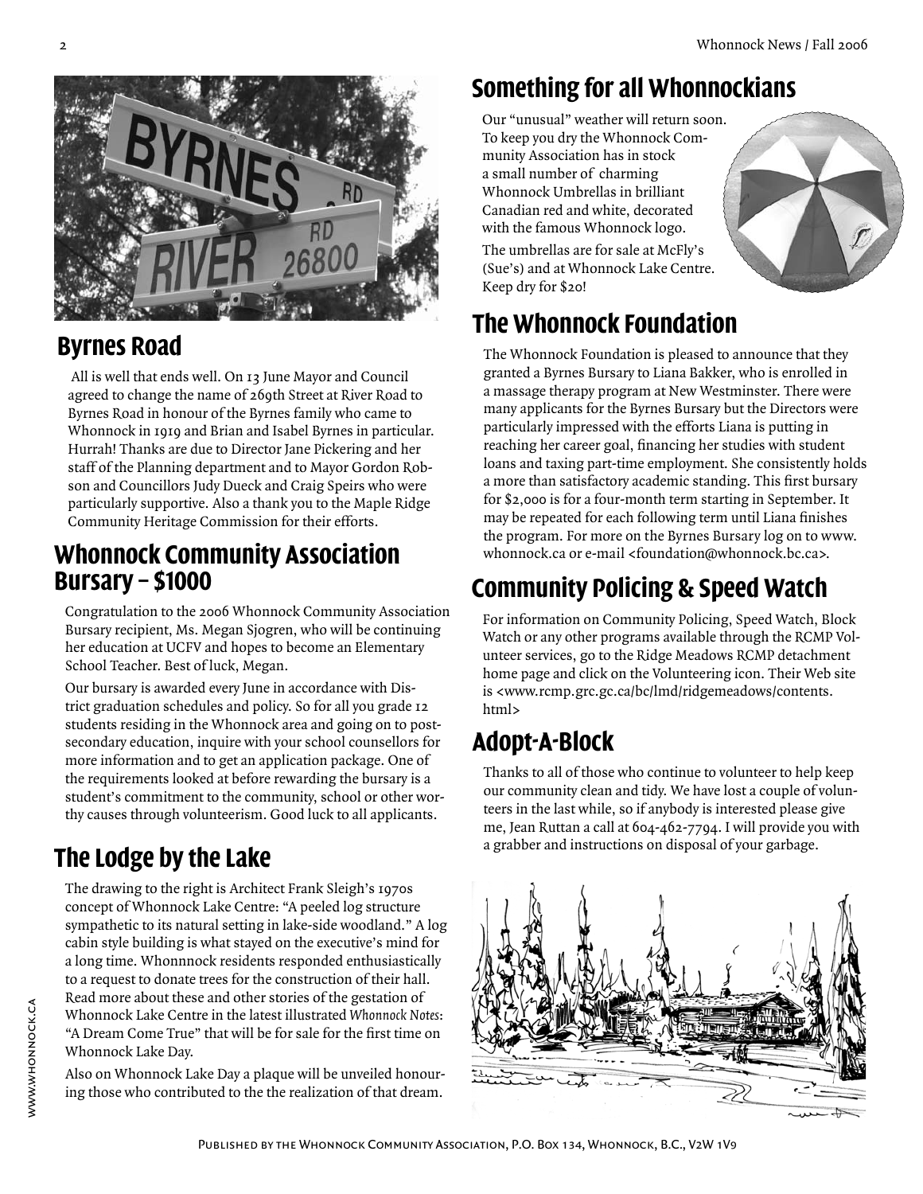## Byrnes Road

All is well that ends well. On 13 June Mayor and Council agreed to change the name of 269th Street at River Road to Byrnes Road in honour of the Byrnes family who came to Whonnock in 1919 and Brian and Isabel Byrnes in particular. Hurrah! Thanks are due to Director Jane Pickering and her staff of the Planning department and to Mayor Gordon Robson and Councillors Judy Dueck and Craig Speirs who were particularly supportive. Also a thank you to the Maple Ridge Community Heritage Commission for their efforts.

## Whonnock Community Association Bursary – $1000

Congratulation to the 2006 Whonnock Community Association Bursary recipient, Ms. Megan Sjogren, who will be continuing her education at UCFV and hopes to become an Elementary School Teacher. Best of luck, Megan.

Our bursary is awarded every June in accordance with District graduation schedules and policy. So for all you grade 12 students residing in the Whonnock area and going on to post-secondary education, inquire with your school counsellors for more information and to get an application package. One of the requirements looked at before rewarding the bursary is a student's commitment to the community, school or other worthy causes through volunteerism. Good luck to all applicants.

## The Lodge by the Lake

The drawing to the right is Architect Frank Sleigh's 1970s concept of Whonnock Lake Centre: "A peeled log structure sympathetic to its natural setting in lake-side woodland." A log cabin style building is what stayed on the executive's mind for a long time. Whonnnock residents responded enthusiastically to a request to donate trees for the construction of their hall. Read more about these and other stories of the gestation of Whonnock Lake Centre in the latest illustrated *Whonnock Notes*: "A Dream Come True" that will be for sale for the first time on Whonnock Lake Day.

Also on Whonnock Lake Day a plaque will be unveiled honouring those who contributed to the the realization of that dream.

## Something for all Whonnockians

Our "unusual" weather will return soon. To keep you dry the Whonnock Community Association has in stock a small number of charming Whonnock Umbrellas in brilliant Canadian red and white, decorated with the famous Whonnock logo.

The umbrellas are for sale at McFly's (Sue's) and at Whonnock Lake Centre. Keep dry for $20!

## The Whonnock Foundation

The Whonnock Foundation is pleased to announce that they granted a Byrnes Bursary to Liana Bakker, who is enrolled in a massage therapy program at New Westminster. There were many applicants for the Byrnes Bursary but the Directors were particularly impressed with the efforts Liana is putting in reaching her career goal, financing her studies with student loans and taxing part-time employment. She consistently holds a more than satisfactory academic standing. This first bursary for $2,000 is for a four-month term starting in September. It may be repeated for each following term until Liana finishes the program. For more on the Byrnes Bursary log on to www.whonnock.ca or e-mail <foundation@whonnock.bc.ca>.

## Community Policing & Speed Watch

For information on Community Policing, Speed Watch, Block Watch or any other programs available through the RCMP Volunteer services, go to the Ridge Meadows RCMP detachment home page and click on the Volunteering icon. Their Web site is <www.rcmp.grc.gc.ca/bc/lmd/ridgemeadows/contents.html>

## Adopt-A-Block

Thanks to all of those who continue to volunteer to help keep our community clean and tidy. We have lost a couple of volunteers in the last while, so if anybody is interested please give me, Jean Ruttan a call at 604-462-7794. I will provide you with a grabber and instructions on disposal of your garbage.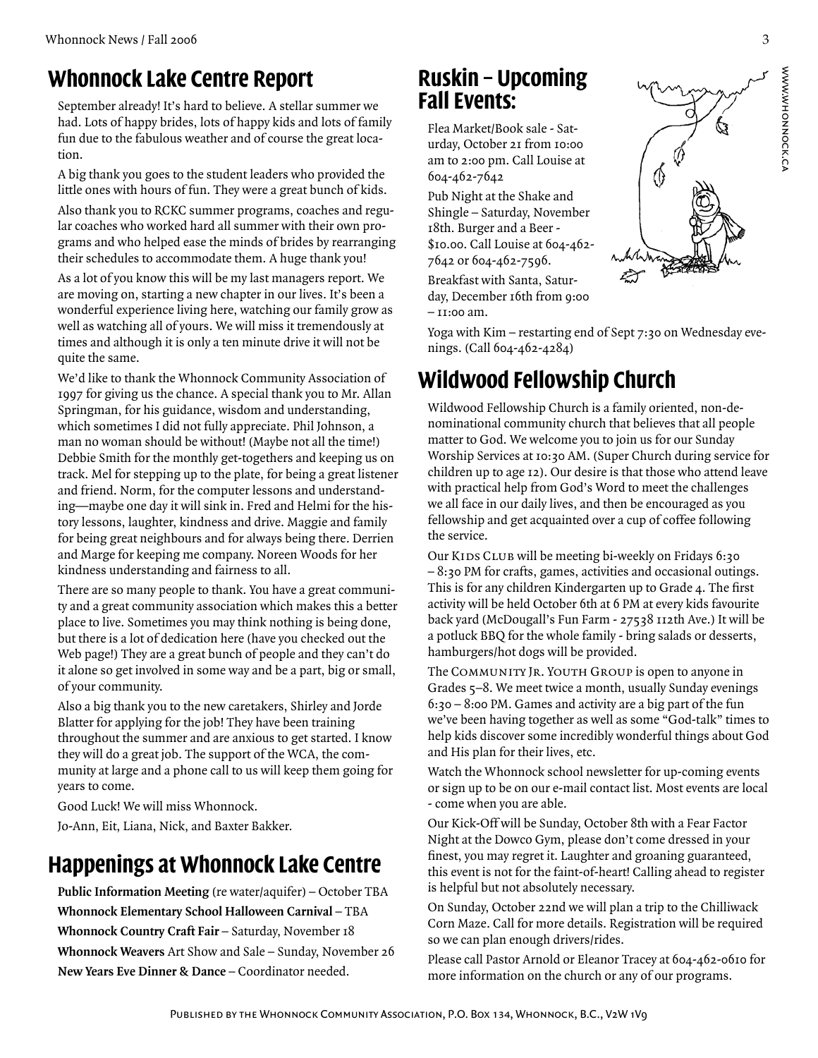## Whonnock Lake Centre Report

September already! It's hard to believe. A stellar summer we had. Lots of happy brides, lots of happy kids and lots of family fun due to the fabulous weather and of course the great location.

A big thank you goes to the student leaders who provided the little ones with hours of fun. They were a great bunch of kids.

Also thank you to RCKC summer programs, coaches and regular coaches who worked hard all summer with their own programs and who helped ease the minds of brides by rearranging their schedules to accommodate them. A huge thank you!

As a lot of you know this will be my last managers report. We are moving on, starting a new chapter in our lives. It's been a wonderful experience living here, watching our family grow as well as watching all of yours. We will miss it tremendously at times and although it is only a ten minute drive it will not be quite the same.

We'd like to thank the Whonnock Community Association of 1997 for giving us the chance. A special thank you to Mr. Allan Springman, for his guidance, wisdom and understanding, which sometimes I did not fully appreciate. Phil Johnson, a man no woman should be without! (Maybe not all the time!) Debbie Smith for the monthly get-togethers and keeping us on track. Mel for stepping up to the plate, for being a great listener and friend. Norm, for the computer lessons and understanding—maybe one day it will sink in. Fred and Helmi for the history lessons, laughter, kindness and drive. Maggie and family for being great neighbours and for always being there. Derrien and Marge for keeping me company. Noreen Woods for her kindness understanding and fairness to all.

There are so many people to thank. You have a great community and a great community association which makes this a better place to live. Sometimes you may think nothing is being done, but there is a lot of dedication here (have you checked out the Web page!) They are a great bunch of people and they can't do it alone so get involved in some way and be a part, big or small, of your community.

Also a big thank you to the new caretakers, Shirley and Jorde Blatter for applying for the job! They have been training throughout the summer and are anxious to get started. I know they will do a great job. The support of the WCA, the community at large and a phone call to us will keep them going for years to come.

Good Luck! We will miss Whonnock.

Jo-Ann, Eit, Liana, Nick, and Baxter Bakker.

## Happenings at Whonnock Lake Centre

**Public Information Meeting** (re water/aquifer) – October TBA

**Whonnock Elementary School Halloween Carnival** – TBA

**Whonnock Country Craft Fair** – Saturday, November 18

**Whonnock Weavers** Art Show and Sale – Sunday, November 26

**New Years Eve Dinner & Dance** – Coordinator needed.

## Ruskin – Upcoming Fall Events:

Flea Market/Book sale - Saturday, October 21 from 10:00 am to 2:00 pm. Call Louise at 604-462-7642

Pub Night at the Shake and Shingle – Saturday, November 18th. Burger and a Beer - $10.00. Call Louise at 604-462-7642 or 604-462-7596.

Breakfast with Santa, Saturday, December 16th from 9:00 – 11:00 am.

Yoga with Kim – restarting end of Sept 7:30 on Wednesday evenings. (Call 604-462-4284)

## Wildwood Fellowship Church

Wildwood Fellowship Church is a family oriented, non-denominational community church that believes that all people matter to God. We welcome you to join us for our Sunday Worship Services at 10:30 AM. (Super Church during service for children up to age 12). Our desire is that those who attend leave with practical help from God's Word to meet the challenges we all face in our daily lives, and then be encouraged as you fellowship and get acquainted over a cup of coffee following the service.

Our Kids Club will be meeting bi-weekly on Fridays 6:30 – 8:30 PM for crafts, games, activities and occasional outings. This is for any children Kindergarten up to Grade 4. The first activity will be held October 6th at 6 PM at every kids favourite back yard (McDougall's Fun Farm - 27538 112th Ave.) It will be a potluck BBQ for the whole family - bring salads or desserts, hamburgers/hot dogs will be provided.

The Community Jr. Youth Group is open to anyone in Grades 5–8. We meet twice a month, usually Sunday evenings 6:30 – 8:00 PM. Games and activity are a big part of the fun we've been having together as well as some "God-talk" times to help kids discover some incredibly wonderful things about God and His plan for their lives, etc.

Watch the Whonnock school newsletter for up-coming events or sign up to be on our e-mail contact list. Most events are local - come when you are able.

Our Kick-Off will be Sunday, October 8th with a Fear Factor Night at the Dowco Gym, please don't come dressed in your finest, you may regret it. Laughter and groaning guaranteed, this event is not for the faint-of-heart! Calling ahead to register is helpful but not absolutely necessary.

On Sunday, October 22nd we will plan a trip to the Chilliwack Corn Maze. Call for more details. Registration will be required so we can plan enough drivers/rides.

Please call Pastor Arnold or Eleanor Tracey at 604-462-0610 for more information on the church or any of our programs.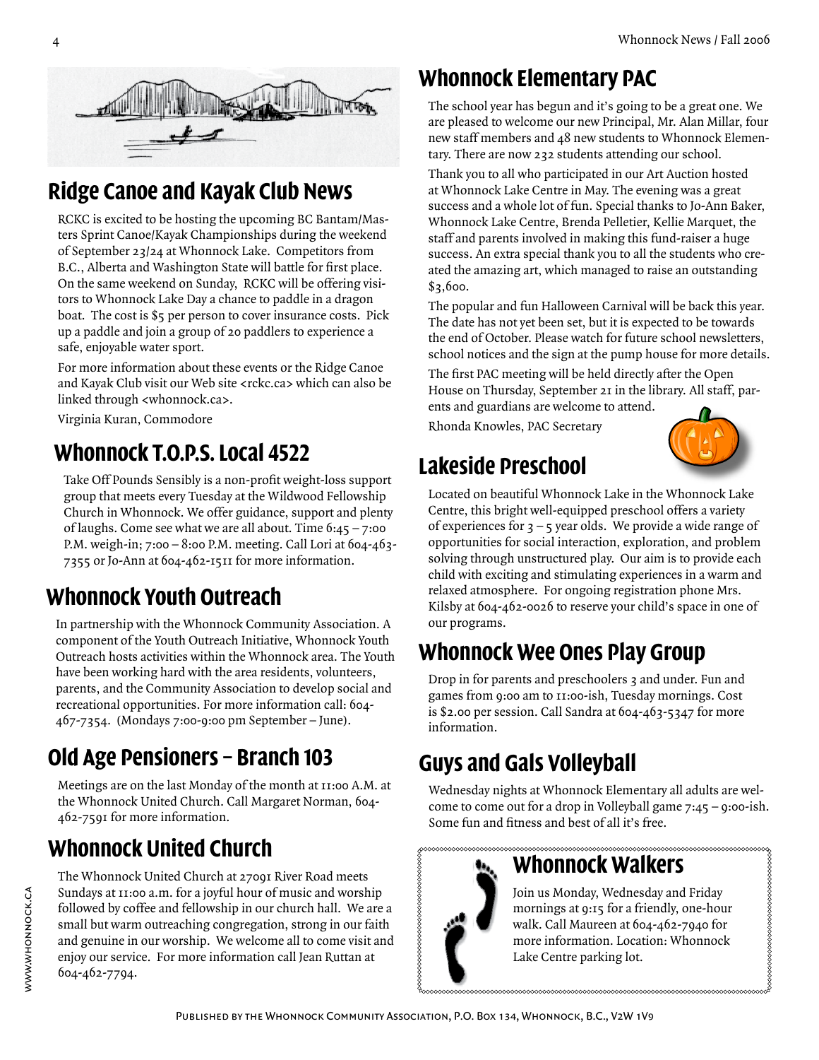## Ridge Canoe and Kayak Club News

RCKC is excited to be hosting the upcoming BC Bantam/Masters Sprint Canoe/Kayak Championships during the weekend of September 23/24 at Whonnock Lake. Competitors from B.C., Alberta and Washington State will battle for first place. On the same weekend on Sunday, RCKC will be offering visitors to Whonnock Lake Day a chance to paddle in a dragon boat. The cost is $5 per person to cover insurance costs. Pick up a paddle and join a group of 20 paddlers to experience a safe, enjoyable water sport.

For more information about these events or the Ridge Canoe and Kayak Club visit our Web site <rckc.ca> which can also be linked through <whonnock.ca>.

Virginia Kuran, Commodore

## Whonnock T.O.P.S. Local 4522

Take Off Pounds Sensibly is a non-profit weight-loss support group that meets every Tuesday at the Wildwood Fellowship Church in Whonnock. We offer guidance, support and plenty of laughs. Come see what we are all about. Time 6:45 – 7:00 P.M. weigh-in; 7:00 – 8:00 P.M. meeting. Call Lori at 604-463-7355 or Jo-Ann at 604-462-1511 for more information.

## Whonnock Youth Outreach

In partnership with the Whonnock Community Association. A component of the Youth Outreach Initiative, Whonnock Youth Outreach hosts activities within the Whonnock area. The Youth have been working hard with the area residents, volunteers, parents, and the Community Association to develop social and recreational opportunities. For more information call: 604-467-7354. (Mondays 7:00-9:00 pm September – June).

## Old Age Pensioners – Branch 103

Meetings are on the last Monday of the month at 11:00 A.M. at the Whonnock United Church. Call Margaret Norman, 604-462-7591 for more information.

## Whonnock United Church

The Whonnock United Church at 27091 River Road meets Sundays at 11:00 a.m. for a joyful hour of music and worship followed by coffee and fellowship in our church hall. We are a small but warm outreaching congregation, strong in our faith and genuine in our worship. We welcome all to come visit and enjoy our service. For more information call Jean Ruttan at 604-462-7794.

## Whonnock Elementary PAC

The school year has begun and it's going to be a great one. We are pleased to welcome our new Principal, Mr. Alan Millar, four new staff members and 48 new students to Whonnock Elementary. There are now 232 students attending our school.

Thank you to all who participated in our Art Auction hosted at Whonnock Lake Centre in May. The evening was a great success and a whole lot of fun. Special thanks to Jo-Ann Baker, Whonnock Lake Centre, Brenda Pelletier, Kellie Marquet, the staff and parents involved in making this fund-raiser a huge success. An extra special thank you to all the students who created the amazing art, which managed to raise an outstanding $3,600.

The popular and fun Halloween Carnival will be back this year. The date has not yet been set, but it is expected to be towards the end of October. Please watch for future school newsletters, school notices and the sign at the pump house for more details.

The first PAC meeting will be held directly after the Open House on Thursday, September 21 in the library. All staff, parents and guardians are welcome to attend.

Rhonda Knowles, PAC Secretary

## Lakeside Preschool

Located on beautiful Whonnock Lake in the Whonnock Lake Centre, this bright well-equipped preschool offers a variety of experiences for 3 – 5 year olds. We provide a wide range of opportunities for social interaction, exploration, and problem solving through unstructured play. Our aim is to provide each child with exciting and stimulating experiences in a warm and relaxed atmosphere. For ongoing registration phone Mrs. Kilsby at 604-462-0026 to reserve your child's space in one of our programs.

## Whonnock Wee Ones Play Group

Drop in for parents and preschoolers 3 and under. Fun and games from 9:00 am to 11:00-ish, Tuesday mornings. Cost is $2.00 per session. Call Sandra at 604-463-5347 for more information.

## Guys and Gals Volleyball

Wednesday nights at Whonnock Elementary all adults are welcome to come out for a drop in Volleyball game 7:45 – 9:00-ish. Some fun and fitness and best of all it's free.

## Whonnock Walkers

Join us Monday, Wednesday and Friday mornings at 9:15 for a friendly, one-hour walk. Call Maureen at 604-462-7940 for more information. Location: Whonnock Lake Centre parking lot.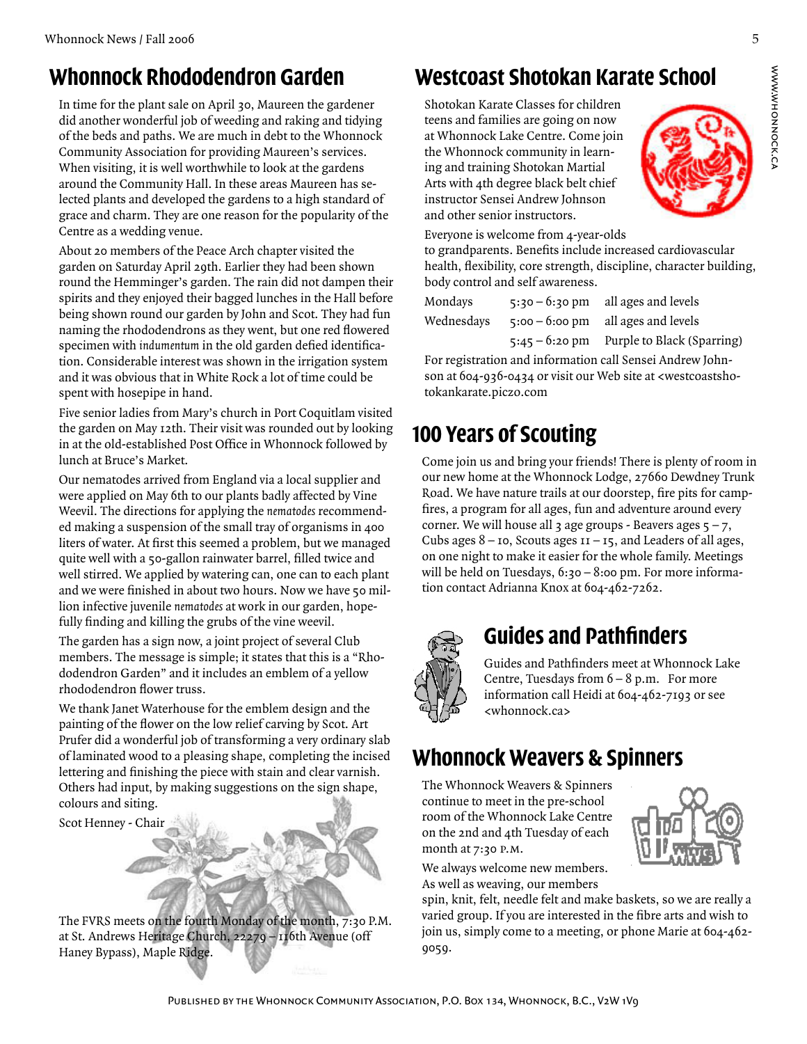# Whonnock Rhododendron Garden

In time for the plant sale on April 30, Maureen the gardener did another wonderful job of weeding and raking and tidying of the beds and paths. We are much in debt to the Whonnock Community Association for providing Maureen's services. When visiting, it is well worthwhile to look at the gardens around the Community Hall. In these areas Maureen has selected plants and developed the gardens to a high standard of grace and charm. They are one reason for the popularity of the Centre as a wedding venue.

About 20 members of the Peace Arch chapter visited the garden on Saturday April 29th. Earlier they had been shown round the Hemminger's garden. The rain did not dampen their spirits and they enjoyed their bagged lunches in the Hall before being shown round our garden by John and Scot. They had fun naming the rhododendrons as they went, but one red flowered specimen with *indumentum* in the old garden defied identification. Considerable interest was shown in the irrigation system and it was obvious that in White Rock a lot of time could be spent with hosepipe in hand.

Five senior ladies from Mary's church in Port Coquitlam visited the garden on May 12th. Their visit was rounded out by looking in at the old-established Post Office in Whonnock followed by lunch at Bruce's Market.

Our nematodes arrived from England via a local supplier and were applied on May 6th to our plants badly affected by Vine Weevil. The directions for applying the *nematodes* recommended making a suspension of the small tray of organisms in 400 liters of water. At first this seemed a problem, but we managed quite well with a 50-gallon rainwater barrel, filled twice and well stirred. We applied by watering can, one can to each plant and we were finished in about two hours. Now we have 50 million infective juvenile *nematodes* at work in our garden, hopefully finding and killing the grubs of the vine weevil.

The garden has a sign now, a joint project of several Club members. The message is simple; it states that this is a "Rhododendron Garden" and it includes an emblem of a yellow rhododendron flower truss.

We thank Janet Waterhouse for the emblem design and the painting of the flower on the low relief carving by Scot. Art Prufer did a wonderful job of transforming a very ordinary slab of laminated wood to a pleasing shape, completing the incised lettering and finishing the piece with stain and clear varnish. Others had input, by making suggestions on the sign shape, colours and siting.

Scot Henney - Chair

The FVRS meets on the fourth Monday of the month, 7:30 P.M. at St. Andrews Heritage Church, 22279 – 116th Avenue (off Haney Bypass), Maple Ridge.

# Westcoast Shotokan Karate School

Shotokan Karate Classes for children teens and families are going on now at Whonnock Lake Centre. Come join the Whonnock community in learning and training Shotokan Martial Arts with 4th degree black belt chief instructor Sensei Andrew Johnson and other senior instructors.

Everyone is welcome from 4-year-olds to grandparents. Benefits include increased cardiovascular health, flexibility, core strength, discipline, character building, body control and self awareness.

| | | |
|---|---|---|
| Mondays | 5:30 – 6:30 pm | all ages and levels |
| Wednesdays | 5:00 – 6:00 pm | all ages and levels |
| | 5:45 – 6:20 pm | Purple to Black (Sparring) |

For registration and information call Sensei Andrew Johnson at 604-936-0434 or visit our Web site at <westcoastshotokankarate.piczo.com

# 100 Years of Scouting

Come join us and bring your friends! There is plenty of room in our new home at the Whonnock Lodge, 27660 Dewdney Trunk Road. We have nature trails at our doorstep, fire pits for campfires, a program for all ages, fun and adventure around every corner. We will house all 3 age groups - Beavers ages 5 – 7, Cubs ages 8 – 10, Scouts age 11 – 15, and Leaders of all ages, on one night to make it easier for the whole family. Meetings will be held on Tuesdays, 6:30 – 8:00 pm. For more information contact Adrianna Knox at 604-462-7262.

# Guides and Pathfinders

Guides and Pathfinders meet at Whonnock Lake Centre, Tuesdays from 6 – 8 p.m. For more information call Heidi at 604-462-7193 or see <whonnock.ca>

# Whonnock Weavers & Spinners

The Whonnock Weavers & Spinners continue to meet in the pre-school room of the Whonnock Lake Centre on the 2nd and 4th Tuesday of each month at 7:30 P.M.

We always welcome new members. As well as weaving, our members spin, knit, felt, needle felt and make baskets, so we are really a varied group. If you are interested in the fibre arts and wish to join us, simply come to a meeting, or phone Marie at 604-462-9059.

Published by the Whonnock Community Association, P.O. Box 134, Whonnock, B.C., V2W 1V9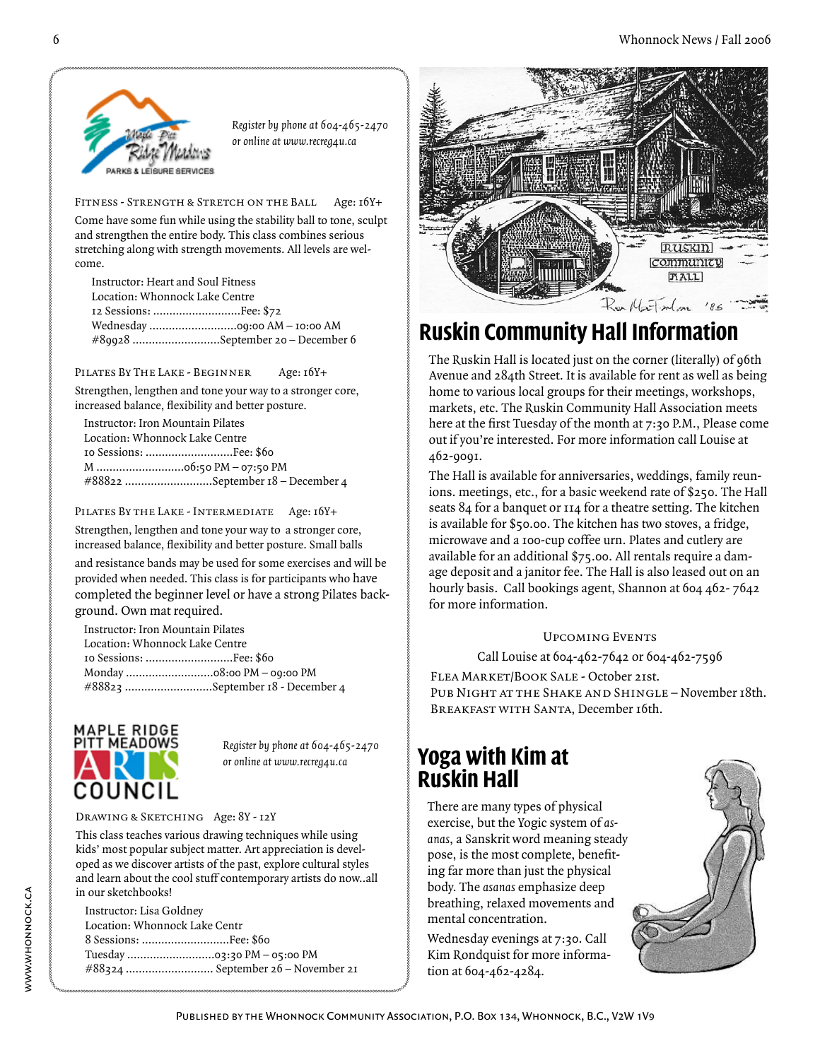*Register by phone at 604-465-2470 or online at www.recreg4u.ca*

FITNESS - STRENGTH & STRETCH ON THE BALL Age: 16Y+

Come have some fun while using the stability ball to tone, sculpt and strengthen the entire body. This class combines serious stretching along with strength movements. All levels are welcome.

Instructor: Heart and Soul Fitness
Location: Whonnock Lake Centre
12 Sessions: ...........................Fee: $72
Wednesday ...........................09:00 AM – 10:00 AM
#89928 ...........................September 20 – December 6

PILATES BY THE LAKE - BEGINNER Age: 16Y+

Strengthen, lengthen and tone your way to a stronger core, increased balance, flexibility and better posture.

Instructor: Iron Mountain Pilates
Location: Whonnock Lake Centre
10 Sessions: ...........................Fee: $60
M ...........................06:50 PM – 07:50 PM
#88822 ...........................September 18 – December 4

PILATES BY THE LAKE - INTERMEDIATE Age: 16Y+

Strengthen, lengthen and tone your way to a stronger core, increased balance, flexibility and better posture. Small balls and resistance bands may be used for some exercises and will be provided when needed. This class is for participants who have completed the beginner level or have a strong Pilates background. Own mat required.

Instructor: Iron Mountain Pilates
Location: Whonnock Lake Centre
10 Sessions: ...........................Fee: $60
Monday ...........................08:00 PM – 09:00 PM
#88823 ...........................September 18 - December 4

MAPLE RIDGE PITT MEADOWS ARTS COUNCIL

*Register by phone at 604-465-2470 or online at www.recreg4u.ca*

DRAWING & SKETCHING Age: 8Y - 12Y

This class teaches various drawing techniques while using kids' most popular subject matter. Art appreciation is developed as we discover artists of the past, explore cultural styles and learn about the cool stuff contemporary artists do now..all in our sketchbooks!

Instructor: Lisa Goldney
Location: Whonnock Lake Centr
8 Sessions: ...........................Fee: $60
Tuesday ...........................03:30 PM – 05:00 PM
#88324 ........................... September 26 – November 21

## Ruskin Community Hall Information

The Ruskin Hall is located just on the corner (literally) of 96th Avenue and 284th Street. It is available for rent as well as being home to various local groups for their meetings, workshops, markets, etc. The Ruskin Community Hall Association meets here at the first Tuesday of the month at 7:30 P.M., Please come out if you're interested. For more information call Louise at 462-9091.

The Hall is available for anniversaries, weddings, family reunions. meetings, etc., for a basic weekend rate of $250. The Hall seats 84 for a banquet or 114 for a theatre setting. The kitchen is available for $50.00. The kitchen has two stoves, a fridge, microwave and a 100-cup coffee urn. Plates and cutlery are available for an additional $75.00. All rentals require a damage deposit and a janitor fee. The Hall is also leased out on an hourly basis. Call bookings agent, Shannon at 604 462- 7642 for more information.

UPCOMING EVENTS

Call Louise at 604-462-7642 or 604-462-7596

FLEA MARKET/BOOK SALE - October 21st.
PUB NIGHT AT THE SHAKE AND SHINGLE – November 18th.
BREAKFAST WITH SANTA, December 16th.

## Yoga with Kim at Ruskin Hall

There are many types of physical exercise, but the Yogic system of *asanas*, a Sanskrit word meaning steady pose, is the most complete, benefiting far more than just the physical body. The *asanas* emphasize deep breathing, relaxed movements and mental concentration.

Wednesday evenings at 7:30. Call Kim Rondquist for more information at 604-462-4284.